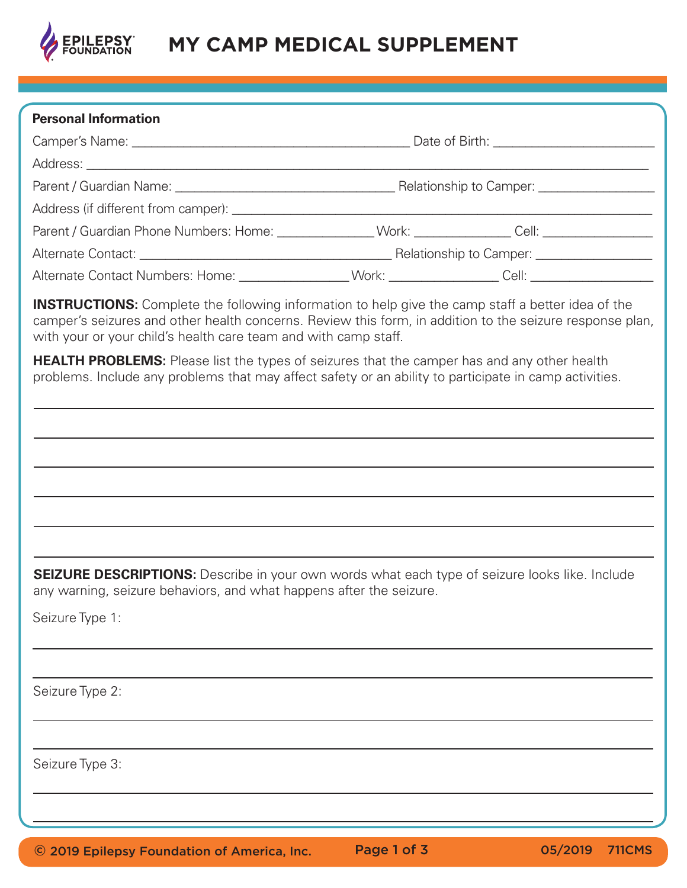# MY CAMP MEDICAL SUPPLEMENT

**Personal Information**

Camper's Name: ________________________________________ Date of Birth: ______________________

Address: ______________________________________________________________________________

Parent / Guardian Name: ______________________________ Relationship to Camper: ________________

Address (if different from camper): _________________________________________________________

Parent / Guardian Phone Numbers: Home: _____________ Work: _____________ Cell: _______________

Alternate Contact: ___________________________________ Relationship to Camper: ________________

Alternate Contact Numbers: Home: _______________ Work: _______________ Cell: _________________

**INSTRUCTIONS:** Complete the following information to help give the camp staff a better idea of the camper's seizures and other health concerns. Review this form, in addition to the seizure response plan, with your or your child's health care team and with camp staff.

**HEALTH PROBLEMS:** Please list the types of seizures that the camper has and any other health problems. Include any problems that may affect safety or an ability to participate in camp activities.

______________________________________________________________________________

______________________________________________________________________________

______________________________________________________________________________

______________________________________________________________________________

______________________________________________________________________________

______________________________________________________________________________

**SEIZURE DESCRIPTIONS:** Describe in your own words what each type of seizure looks like. Include any warning, seizure behaviors, and what happens after the seizure.

Seizure Type 1:

______________________________________________________________________________

______________________________________________________________________________

Seizure Type 2:

______________________________________________________________________________

______________________________________________________________________________

Seizure Type 3:

______________________________________________________________________________

______________________________________________________________________________

© 2019 Epilepsy Foundation of America, Inc. 05/2019 711CMS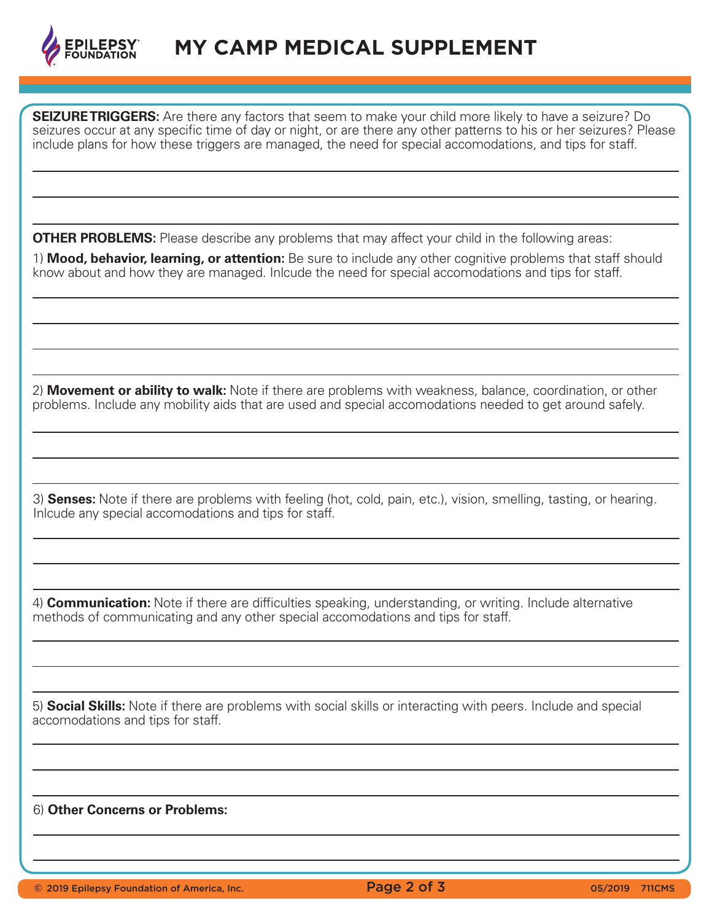# MY CAMP MEDICAL SUPPLEMENT

**SEIZURE TRIGGERS:** Are there any factors that seem to make your child more likely to have a seizure? Do seizures occur at any specific time of day or night, or are there any other patterns to his or her seizures? Please include plans for how these triggers are managed, the need for special accomodations, and tips for staff.

______________________________________________

______________________________________________

______________________________________________

**OTHER PROBLEMS:** Please describe any problems that may affect your child in the following areas:

1) **Mood, behavior, learning, or attention:** Be sure to include any other cognitive problems that staff should know about and how they are managed. Inlcude the need for special accomodations and tips for staff.

______________________________________________

______________________________________________

______________________________________________

______________________________________________

2) **Movement or ability to walk:** Note if there are problems with weakness, balance, coordination, or other problems. Include any mobility aids that are used and special accomodations needed to get around safely.

______________________________________________

______________________________________________

______________________________________________

3) **Senses:** Note if there are problems with feeling (hot, cold, pain, etc.), vision, smelling, tasting, or hearing. Inlcude any special accomodations and tips for staff.

______________________________________________

______________________________________________

______________________________________________

4) **Communication:** Note if there are difficulties speaking, understanding, or writing. Include alternative methods of communicating and any other special accomodations and tips for staff.

______________________________________________

______________________________________________

______________________________________________

5) **Social Skills:** Note if there are problems with social skills or interacting with peers. Include and special accomodations and tips for staff.

______________________________________________

______________________________________________

______________________________________________

6) **Other Concerns or Problems:**

______________________________________________

______________________________________________

© 2019 Epilepsy Foundation of America, Inc. 05/2019 711CMS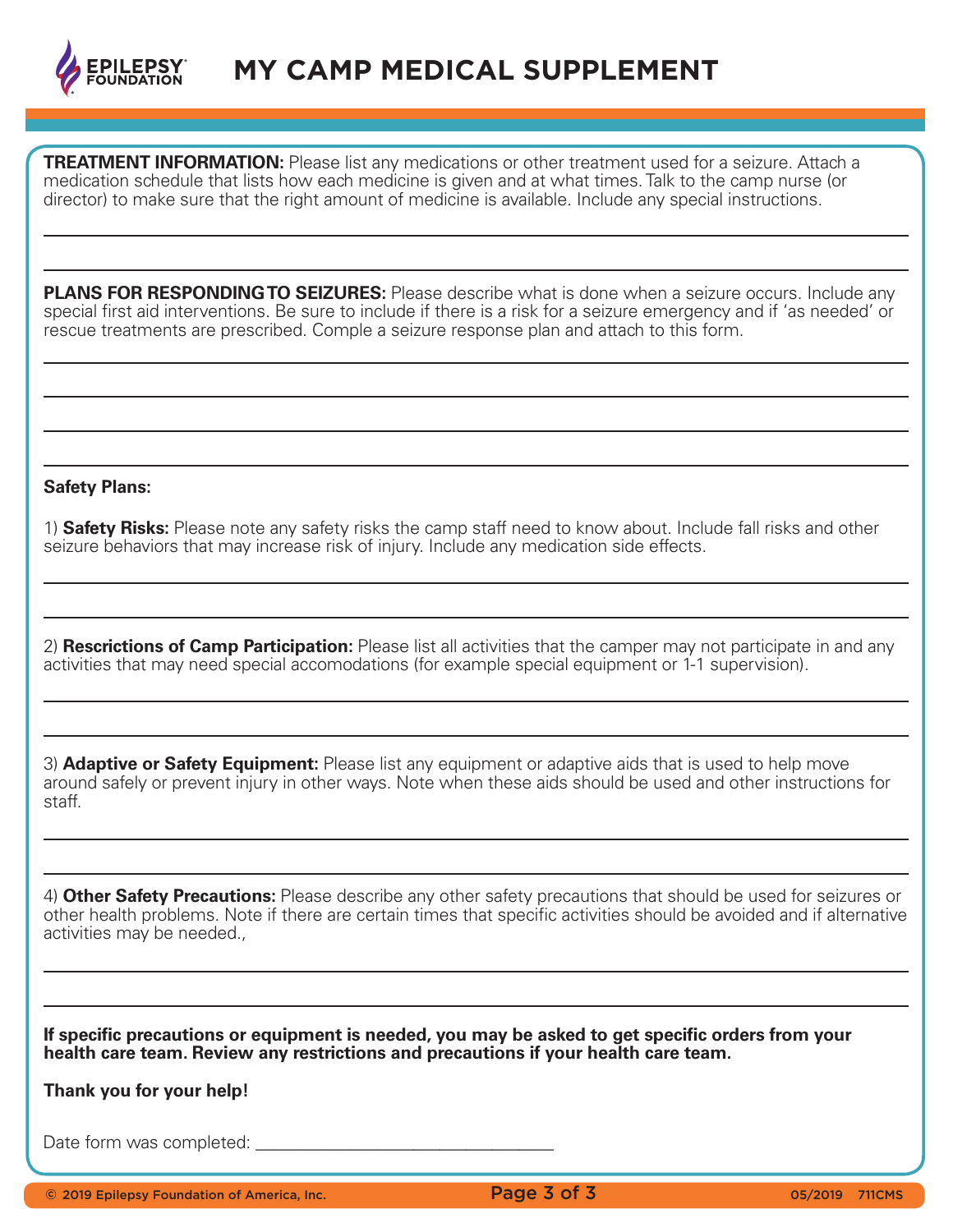# MY CAMP MEDICAL SUPPLEMENT

**TREATMENT INFORMATION:** Please list any medications or other treatment used for a seizure. Attach a medication schedule that lists how each medicine is given and at what times. Talk to the camp nurse (or director) to make sure that the right amount of medicine is available. Include any special instructions.

______________________________________________________________________

______________________________________________________________________

**PLANS FOR RESPONDING TO SEIZURES:** Please describe what is done when a seizure occurs. Include any special first aid interventions. Be sure to include if there is a risk for a seizure emergency and if 'as needed' or rescue treatments are prescribed. Comple a seizure response plan and attach to this form.

______________________________________________________________________

______________________________________________________________________

______________________________________________________________________

______________________________________________________________________

**Safety Plans:**

1) **Safety Risks:** Please note any safety risks the camp staff need to know about. Include fall risks and other seizure behaviors that may increase risk of injury. Include any medication side effects.

______________________________________________________________________

______________________________________________________________________

2) **Rescrictions of Camp Participation:** Please list all activities that the camper may not participate in and any activities that may need special accomodations (for example special equipment or 1-1 supervision).

______________________________________________________________________

______________________________________________________________________

3) **Adaptive or Safety Equipment:** Please list any equipment or adaptive aids that is used to help move around safely or prevent injury in other ways. Note when these aids should be used and other instructions for staff.

______________________________________________________________________

______________________________________________________________________

4) **Other Safety Precautions:** Please describe any other safety precautions that should be used for seizures or other health problems. Note if there are certain times that specific activities should be avoided and if alternative activities may be needed.,

______________________________________________________________________

______________________________________________________________________

**If specific precautions or equipment is needed, you may be asked to get specific orders from your health care team. Review any restrictions and precautions if your health care team.**

**Thank you for your help!**

Date form was completed: ______________________________

© 2019 Epilepsy Foundation of America, Inc. 05/2019 711CMS